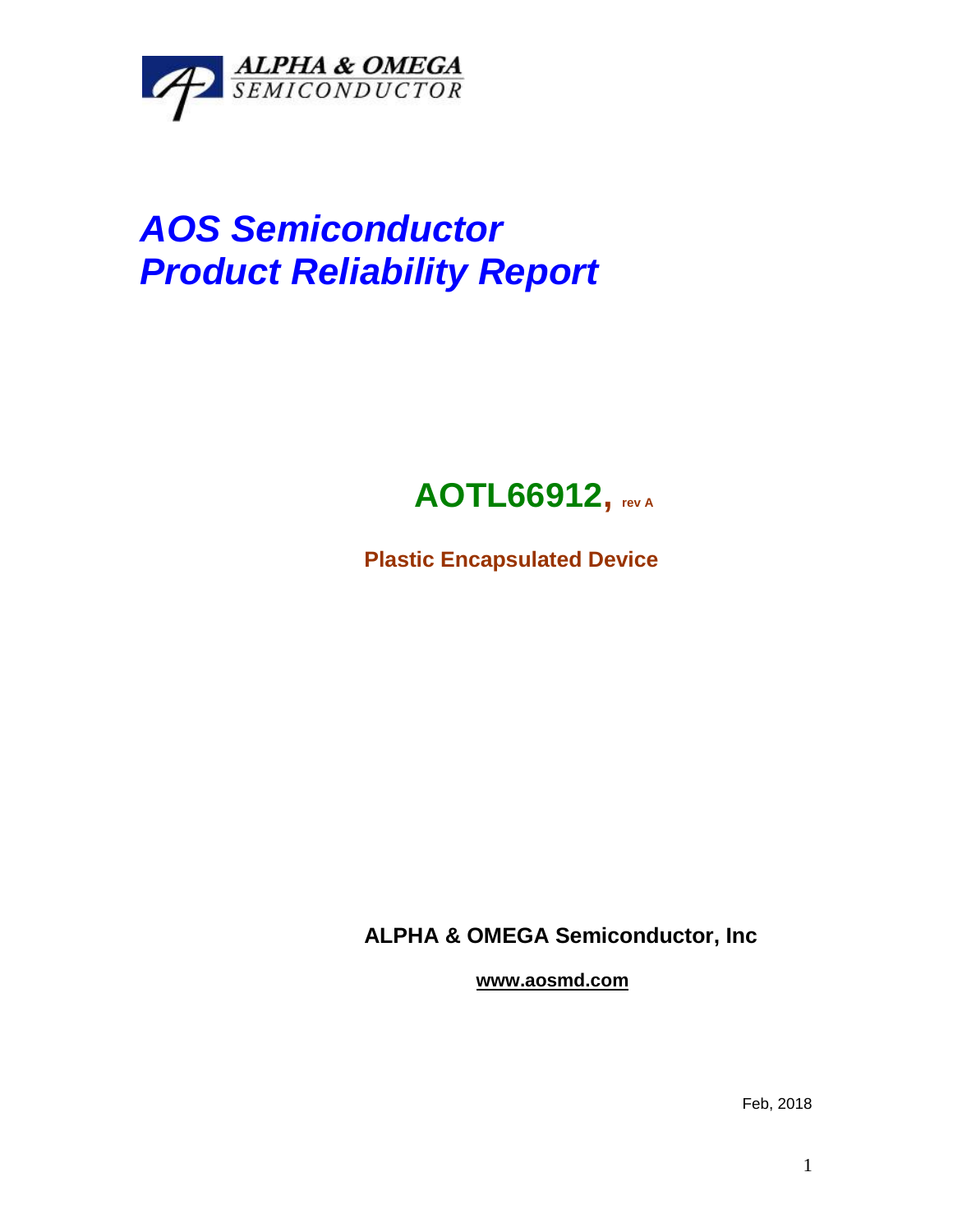ALPHA & OMEGA
SEMICONDUCTOR

# *AOS Semiconductor*
# *Product Reliability Report*

## AOTL66912, rev A

**Plastic Encapsulated Device**

**ALPHA & OMEGA Semiconductor, Inc**

**www.aosmd.com**

Feb, 2018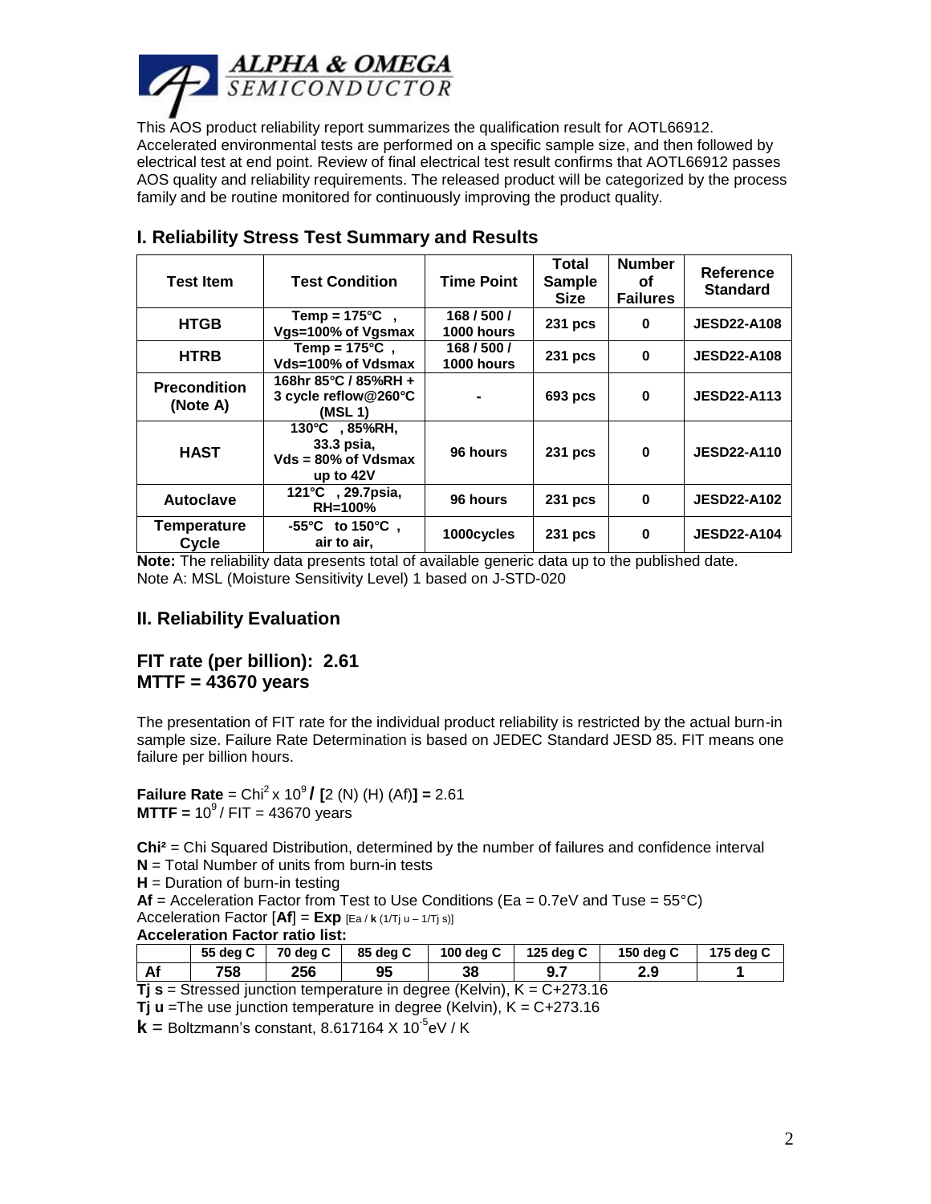This AOS product reliability report summarizes the qualification result for AOTL66912. Accelerated environmental tests are performed on a specific sample size, and then followed by electrical test at end point. Review of final electrical test result confirms that AOTL66912 passes AOS quality and reliability requirements. The released product will be categorized by the process family and be routine monitored for continuously improving the product quality.

## I. Reliability Stress Test Summary and Results

| Test Item | Test Condition | Time Point | Total Sample Size | Number of Failures | Reference Standard |
|---|---|---|---|---|---|
| **HTGB** | **Temp = 175°C , Vgs=100% of Vgsmax** | **168 / 500 / 1000 hours** | **231 pcs** | **0** | **JESD22-A108** |
| **HTRB** | **Temp = 175°C , Vds=100% of Vdsmax** | **168 / 500 / 1000 hours** | **231 pcs** | **0** | **JESD22-A108** |
| **Precondition (Note A)** | **168hr 85°C / 85%RH + 3 cycle reflow@260°C (MSL 1)** | **-** | **693 pcs** | **0** | **JESD22-A113** |
| **HAST** | **130°C , 85%RH, 33.3 psia, Vds = 80% of Vdsmax up to 42V** | **96 hours** | **231 pcs** | **0** | **JESD22-A110** |
| **Autoclave** | **121°C , 29.7psia, RH=100%** | **96 hours** | **231 pcs** | **0** | **JESD22-A102** |
| **Temperature Cycle** | **-55°C to 150°C , air to air,** | **1000cycles** | **231 pcs** | **0** | **JESD22-A104** |

**Note:** The reliability data presents total of available generic data up to the published date.
Note A: MSL (Moisture Sensitivity Level) 1 based on J-STD-020

## II. Reliability Evaluation

### FIT rate (per billion): 2.61
### MTTF = 43670 years

The presentation of FIT rate for the individual product reliability is restricted by the actual burn-in sample size. Failure Rate Determination is based on JEDEC Standard JESD 85. FIT means one failure per billion hours.

**Failure Rate** = $Chi^2 \times 10^9$ **/ [**2 (N) (H) (Af)**] =** 2.61
**MTTF =** $10^9$ / FIT = 43670 years

**Chi²** = Chi Squared Distribution, determined by the number of failures and confidence interval
**N** = Total Number of units from burn-in tests
**H** = Duration of burn-in testing
**Af** = Acceleration Factor from Test to Use Conditions (Ea = 0.7eV and Tuse = 55°C)
Acceleration Factor [**Af**] = **Exp** [Ea / **k** (1/Tj u – 1/Tj s)]
**Acceleration Factor ratio list:**

| | 55 deg C | 70 deg C | 85 deg C | 100 deg C | 125 deg C | 150 deg C | 175 deg C |
|---|---|---|---|---|---|---|---|
| **Af** | **758** | **256** | **95** | **38** | **9.7** | **2.9** | **1** |

**Tj s** = Stressed junction temperature in degree (Kelvin), K = C+273.16
**Tj u** =The use junction temperature in degree (Kelvin), K = C+273.16
**k** = Boltzmann's constant, 8.617164 X $10^{-5}$eV / K